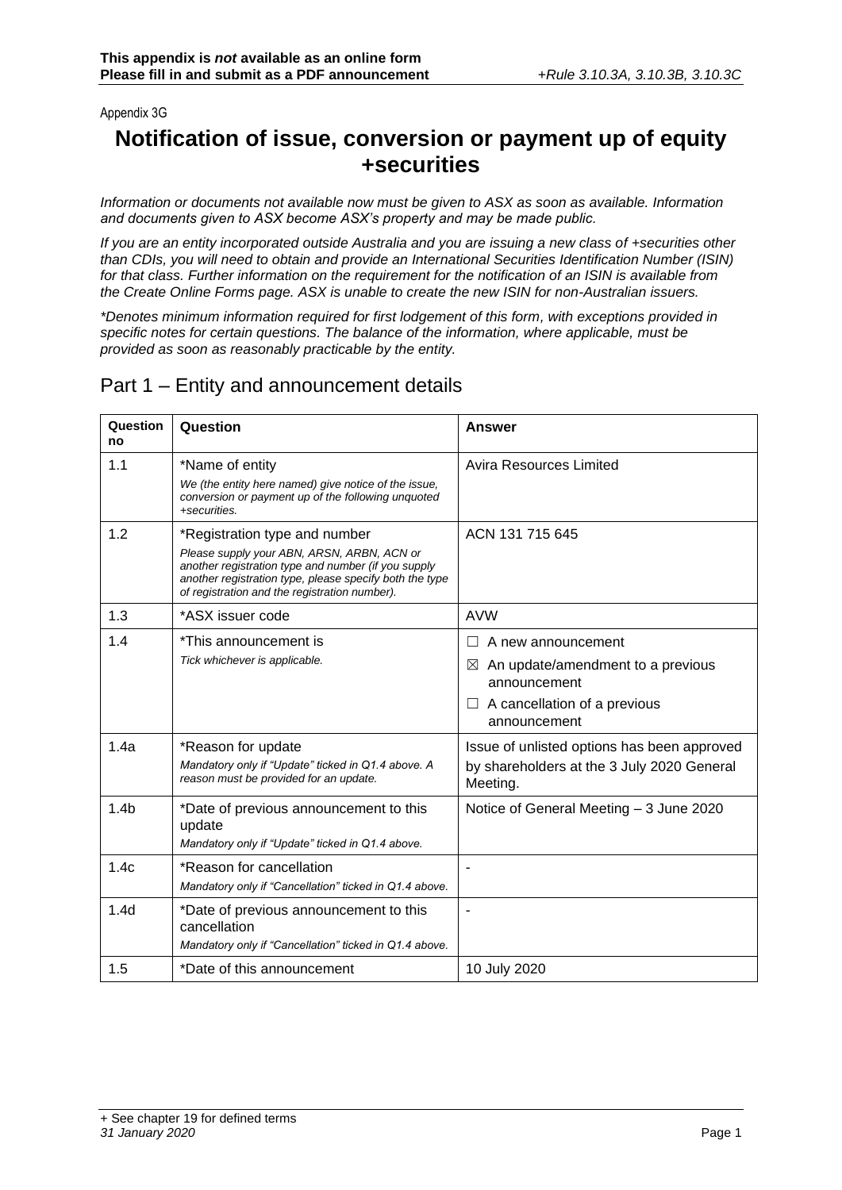**This appendix is *not* available as an online form**
**Please fill in and submit as a PDF announcement**

*+Rule 3.10.3A, 3.10.3B, 3.10.3C*

Appendix 3G

# Notification of issue, conversion or payment up of equity +securities

*Information or documents not available now must be given to ASX as soon as available. Information and documents given to ASX become ASX's property and may be made public.*

*If you are an entity incorporated outside Australia and you are issuing a new class of +securities other than CDIs, you will need to obtain and provide an International Securities Identification Number (ISIN) for that class. Further information on the requirement for the notification of an ISIN is available from the Create Online Forms page. ASX is unable to create the new ISIN for non-Australian issuers.*

*\*Denotes minimum information required for first lodgement of this form, with exceptions provided in specific notes for certain questions. The balance of the information, where applicable, must be provided as soon as reasonably practicable by the entity.*

## Part 1 – Entity and announcement details

| Question no | Question | Answer |
|---|---|---|
| 1.1 | \*Name of entity<br>*We (the entity here named) give notice of the issue, conversion or payment up of the following unquoted +securities.* | Avira Resources Limited |
| 1.2 | \*Registration type and number<br>*Please supply your ABN, ARSN, ARBN, ACN or another registration type and number (if you supply another registration type, please specify both the type of registration and the registration number).* | ACN 131 715 645 |
| 1.3 | \*ASX issuer code | AVW |
| 1.4 | \*This announcement is<br>*Tick whichever is applicable.* | ☐ A new announcement<br>☒ An update/amendment to a previous announcement<br>☐ A cancellation of a previous announcement |
| 1.4a | \*Reason for update<br>*Mandatory only if "Update" ticked in Q1.4 above. A reason must be provided for an update.* | Issue of unlisted options has been approved by shareholders at the 3 July 2020 General Meeting. |
| 1.4b | \*Date of previous announcement to this update<br>*Mandatory only if "Update" ticked in Q1.4 above.* | Notice of General Meeting – 3 June 2020 |
| 1.4c | \*Reason for cancellation<br>*Mandatory only if "Cancellation" ticked in Q1.4 above.* | - |
| 1.4d | \*Date of previous announcement to this cancellation<br>*Mandatory only if "Cancellation" ticked in Q1.4 above.* | - |
| 1.5 | \*Date of this announcement | 10 July 2020 |

+ See chapter 19 for defined terms
*31 January 2020*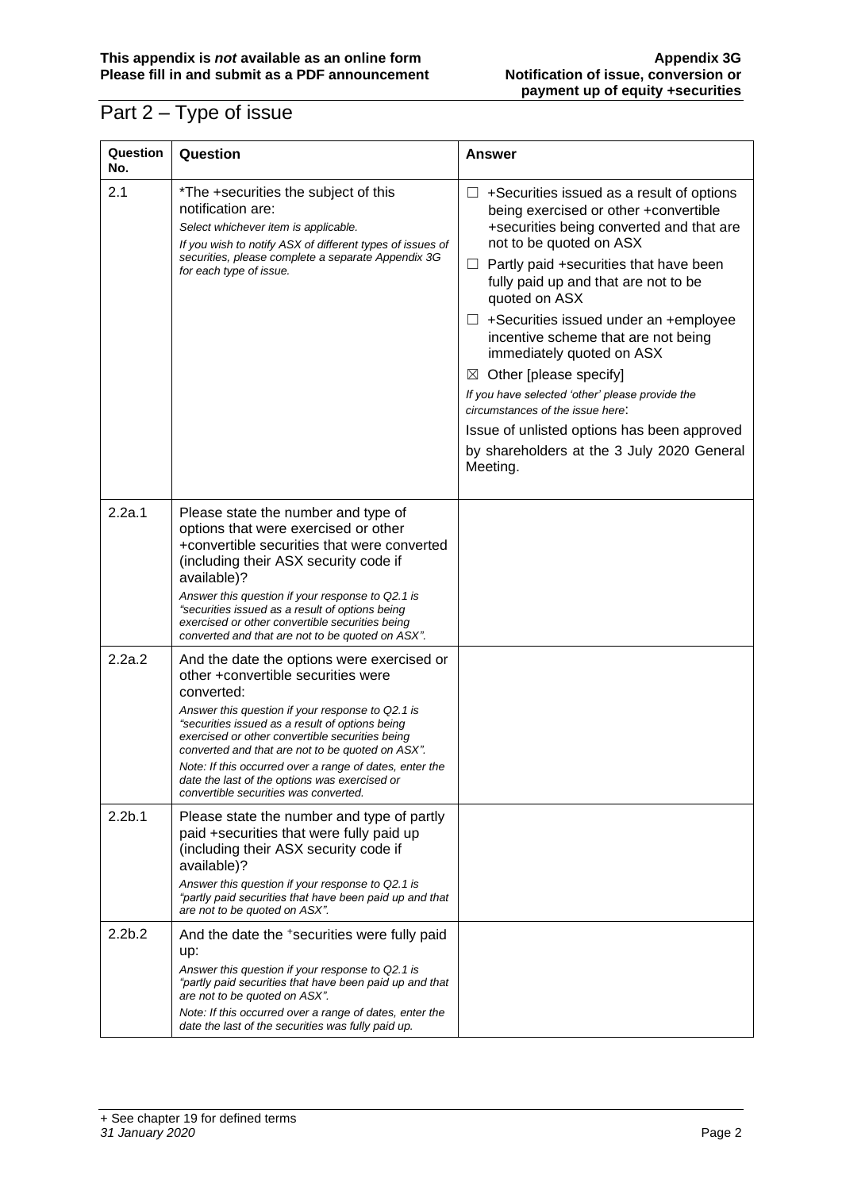# Part 2 – Type of issue

| Question No. | Question | Answer |
|---|---|---|
| 2.1 | *The +securities the subject of this notification are:<br>*Select whichever item is applicable.*<br>*If you wish to notify ASX of different types of issues of securities, please complete a separate Appendix 3G for each type of issue.* | ☐ +Securities issued as a result of options being exercised or other +convertible +securities being converted and that are not to be quoted on ASX<br>☐ Partly paid +securities that have been fully paid up and that are not to be quoted on ASX<br>☐ +Securities issued under an +employee incentive scheme that are not being immediately quoted on ASX<br>☒ Other [please specify]<br>*If you have selected 'other' please provide the circumstances of the issue here*:<br>Issue of unlisted options has been approved by shareholders at the 3 July 2020 General Meeting. |
| 2.2a.1 | Please state the number and type of options that were exercised or other +convertible securities that were converted (including their ASX security code if available)?<br>*Answer this question if your response to Q2.1 is "securities issued as a result of options being exercised or other convertible securities being converted and that are not to be quoted on ASX".* | |
| 2.2a.2 | And the date the options were exercised or other +convertible securities were converted:<br>*Answer this question if your response to Q2.1 is "securities issued as a result of options being exercised or other convertible securities being converted and that are not to be quoted on ASX".*<br>*Note: If this occurred over a range of dates, enter the date the last of the options was exercised or convertible securities was converted.* | |
| 2.2b.1 | Please state the number and type of partly paid +securities that were fully paid up (including their ASX security code if available)?<br>*Answer this question if your response to Q2.1 is "partly paid securities that have been paid up and that are not to be quoted on ASX".* | |
| 2.2b.2 | And the date the +securities were fully paid up:<br>*Answer this question if your response to Q2.1 is "partly paid securities that have been paid up and that are not to be quoted on ASX".*<br>*Note: If this occurred over a range of dates, enter the date the last of the securities was fully paid up.* | |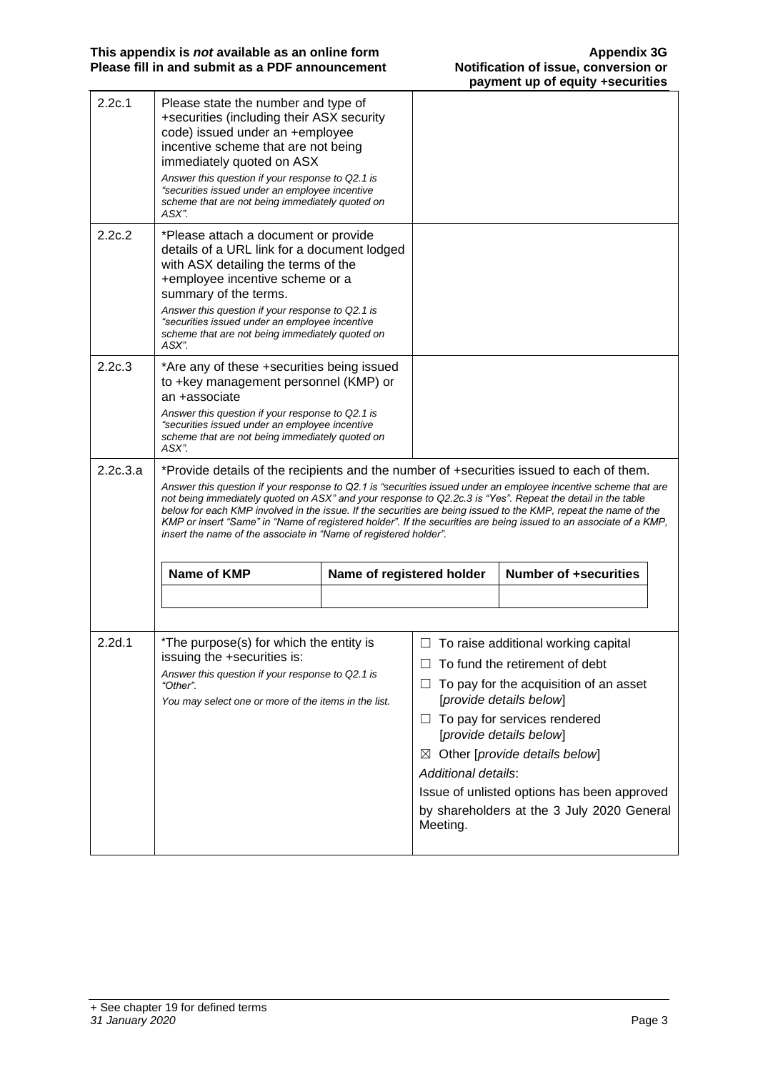| | | |
|---|---|---|
| 2.2c.1 | Please state the number and type of +securities (including their ASX security code) issued under an +employee incentive scheme that are not being immediately quoted on ASX<br>*Answer this question if your response to Q2.1 is "securities issued under an employee incentive scheme that are not being immediately quoted on ASX".* | |
| 2.2c.2 | *Please attach a document or provide details of a URL link for a document lodged with ASX detailing the terms of the +employee incentive scheme or a summary of the terms.<br>*Answer this question if your response to Q2.1 is "securities issued under an employee incentive scheme that are not being immediately quoted on ASX".* | |
| 2.2c.3 | *Are any of these +securities being issued to +key management personnel (KMP) or an +associate<br>*Answer this question if your response to Q2.1 is "securities issued under an employee incentive scheme that are not being immediately quoted on ASX".* | |

**2.2c.3.a** *Provide details of the recipients and the number of +securities issued to each of them.

*Answer this question if your response to Q2.1 is "securities issued under an employee incentive scheme that are not being immediately quoted on ASX" and your response to Q2.2c.3 is "Yes". Repeat the detail in the table below for each KMP involved in the issue. If the securities are being issued to the KMP, repeat the name of the KMP or insert "Same" in "Name of registered holder". If the securities are being issued to an associate of a KMP, insert the name of the associate in "Name of registered holder".*

| Name of KMP | Name of registered holder | Number of +securities |
|---|---|---|
| | | |

| | | |
|---|---|---|
| 2.2d.1 | *The purpose(s) for which the entity is issuing the +securities is:<br>*Answer this question if your response to Q2.1 is "Other".*<br>*You may select one or more of the items in the list.* | ☐ To raise additional working capital<br>☐ To fund the retirement of debt<br>☐ To pay for the acquisition of an asset [*provide details below*]<br>☐ To pay for services rendered [*provide details below*]<br>☒ Other [*provide details below*]<br>*Additional details*:<br>Issue of unlisted options has been approved by shareholders at the 3 July 2020 General Meeting. |

+ See chapter 19 for defined terms
*31 January 2020*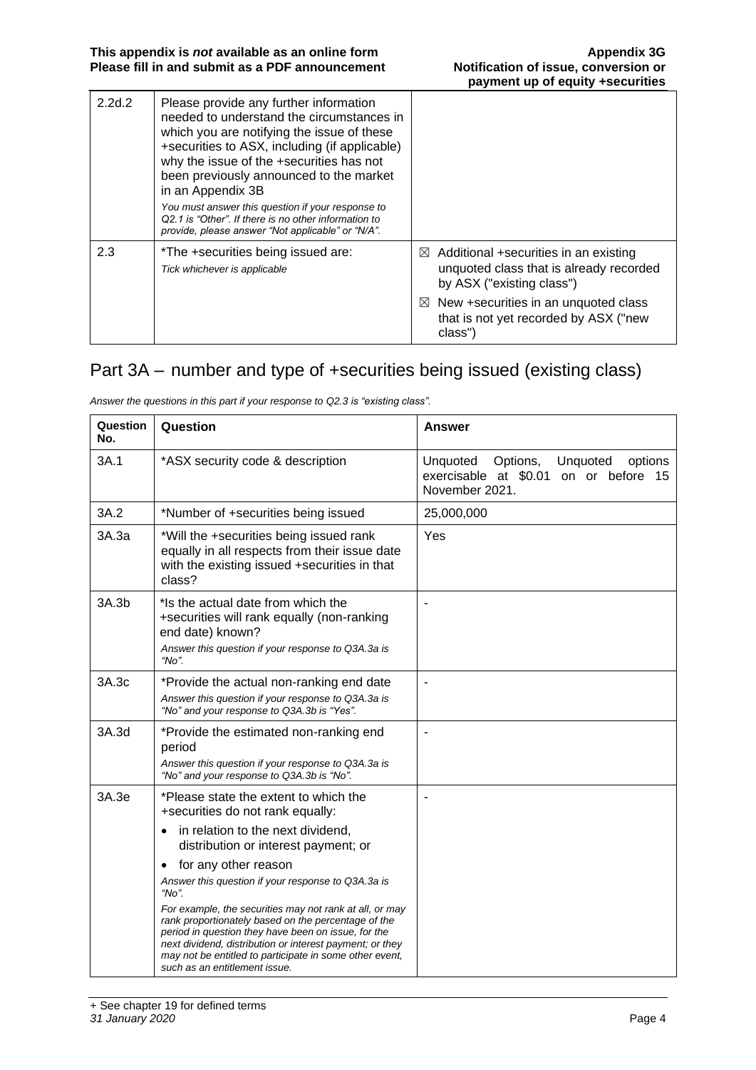| | | |
|---|---|---|
| 2.2d.2 | Please provide any further information needed to understand the circumstances in which you are notifying the issue of these +securities to ASX, including (if applicable) why the issue of the +securities has not been previously announced to the market in an Appendix 3B<br>*You must answer this question if your response to Q2.1 is "Other". If there is no other information to provide, please answer "Not applicable" or "N/A".* | |
| 2.3 | *The +securities being issued are:<br>*Tick whichever is applicable* | ☒ Additional +securities in an existing unquoted class that is already recorded by ASX ("existing class")<br>☒ New +securities in an unquoted class that is not yet recorded by ASX ("new class") |

## Part 3A – number and type of +securities being issued (existing class)

*Answer the questions in this part if your response to Q2.3 is "existing class".*

| Question No. | Question | Answer |
|---|---|---|
| 3A.1 | *ASX security code & description | Unquoted Options, Unquoted options exercisable at $0.01 on or before 15 November 2021. |
| 3A.2 | *Number of +securities being issued | 25,000,000 |
| 3A.3a | *Will the +securities being issued rank equally in all respects from their issue date with the existing issued +securities in that class? | Yes |
| 3A.3b | *Is the actual date from which the +securities will rank equally (non-ranking end date) known?<br>*Answer this question if your response to Q3A.3a is "No".* | - |
| 3A.3c | *Provide the actual non-ranking end date<br>*Answer this question if your response to Q3A.3a is "No" and your response to Q3A.3b is "Yes".* | - |
| 3A.3d | *Provide the estimated non-ranking end period<br>*Answer this question if your response to Q3A.3a is "No" and your response to Q3A.3b is "No".* | - |
| 3A.3e | *Please state the extent to which the +securities do not rank equally:<br>• in relation to the next dividend, distribution or interest payment; or<br>• for any other reason<br>*Answer this question if your response to Q3A.3a is "No".*<br>*For example, the securities may not rank at all, or may rank proportionately based on the percentage of the period in question they have been on issue, for the next dividend, distribution or interest payment; or they may not be entitled to participate in some other event, such as an entitlement issue.* | - |

+ See chapter 19 for defined terms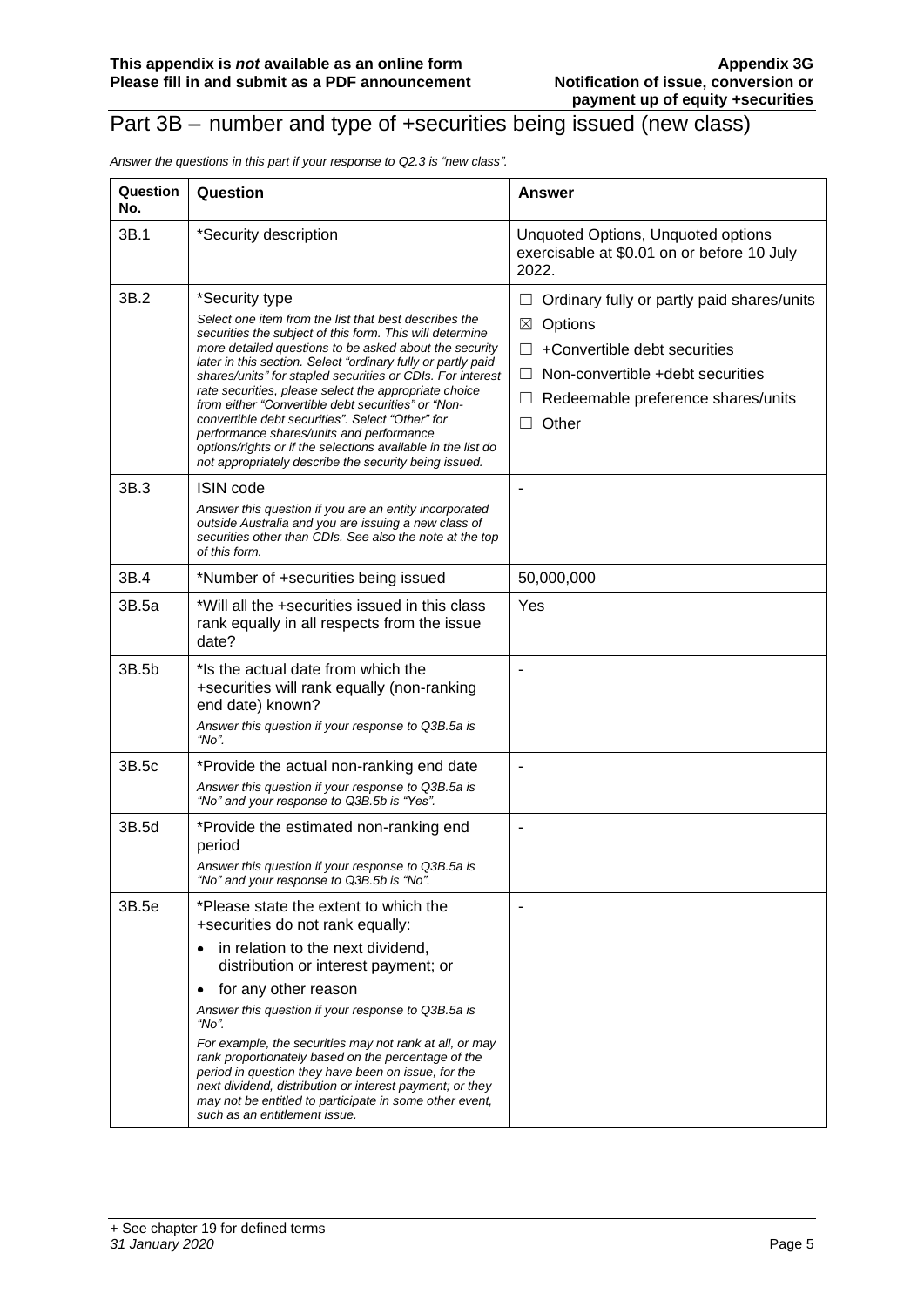# Part 3B – number and type of +securities being issued (new class)

*Answer the questions in this part if your response to Q2.3 is "new class".*

| Question No. | Question | Answer |
|---|---|---|
| 3B.1 | *Security description | Unquoted Options, Unquoted options exercisable at $0.01 on or before 10 July 2022. |
| 3B.2 | *Security type<br>*Select one item from the list that best describes the securities the subject of this form. This will determine more detailed questions to be asked about the security later in this section. Select "ordinary fully or partly paid shares/units" for stapled securities or CDIs. For interest rate securities, please select the appropriate choice from either "Convertible debt securities" or "Non-convertible debt securities". Select "Other" for performance shares/units and performance options/rights or if the selections available in the list do not appropriately describe the security being issued.* | ☐ Ordinary fully or partly paid shares/units<br>☒ Options<br>☐ +Convertible debt securities<br>☐ Non-convertible +debt securities<br>☐ Redeemable preference shares/units<br>☐ Other |
| 3B.3 | ISIN code<br>*Answer this question if you are an entity incorporated outside Australia and you are issuing a new class of securities other than CDIs. See also the note at the top of this form.* | - |
| 3B.4 | *Number of +securities being issued | 50,000,000 |
| 3B.5a | *Will all the +securities issued in this class rank equally in all respects from the issue date? | Yes |
| 3B.5b | *Is the actual date from which the +securities will rank equally (non-ranking end date) known?<br>*Answer this question if your response to Q3B.5a is "No".* | - |
| 3B.5c | *Provide the actual non-ranking end date<br>*Answer this question if your response to Q3B.5a is "No" and your response to Q3B.5b is "Yes".* | - |
| 3B.5d | *Provide the estimated non-ranking end period<br>*Answer this question if your response to Q3B.5a is "No" and your response to Q3B.5b is "No".* | - |
| 3B.5e | *Please state the extent to which the +securities do not rank equally:<br>• in relation to the next dividend, distribution or interest payment; or<br>• for any other reason<br>*Answer this question if your response to Q3B.5a is "No".*<br>*For example, the securities may not rank at all, or may rank proportionately based on the percentage of the period in question they have been on issue, for the next dividend, distribution or interest payment; or they may not be entitled to participate in some other event, such as an entitlement issue.* | - |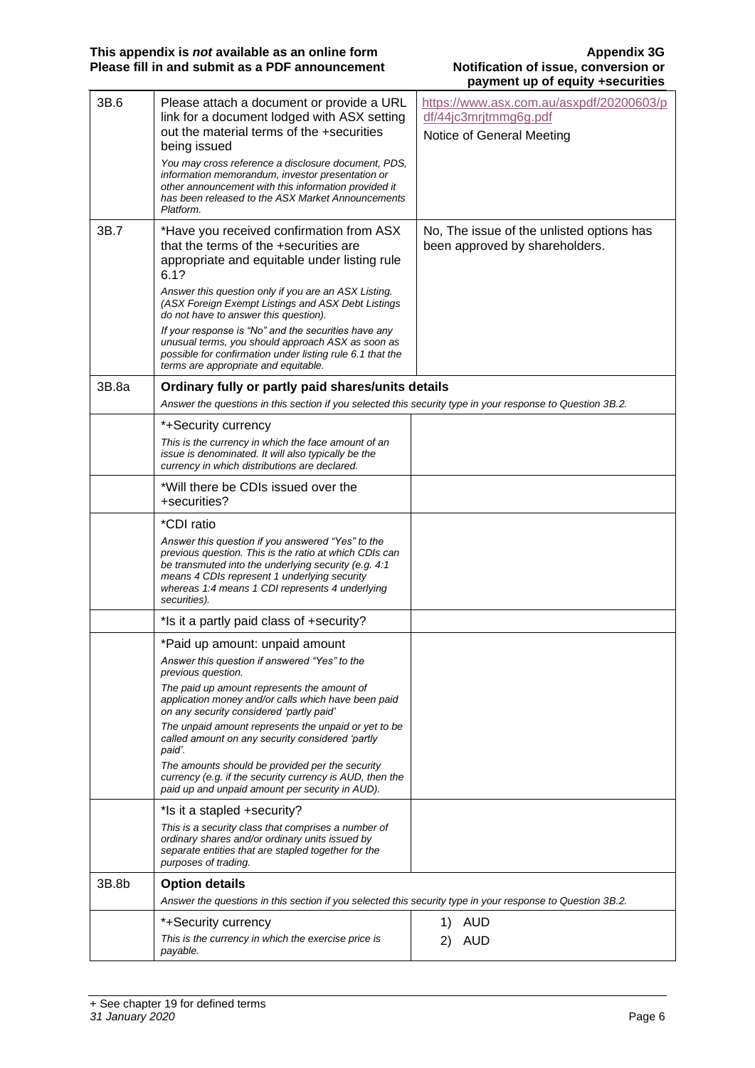| | | |
|---|---|---|
| 3B.6 | Please attach a document or provide a URL link for a document lodged with ASX setting out the material terms of the +securities being issued<br><br>*You may cross reference a disclosure document, PDS, information memorandum, investor presentation or other announcement with this information provided it has been released to the ASX Market Announcements Platform.* | https://www.asx.com.au/asxpdf/20200603/pdf/44jc3mrjtmmg6g.pdf<br><br>Notice of General Meeting |
| 3B.7 | *Have you received confirmation from ASX that the terms of the +securities are appropriate and equitable under listing rule 6.1?<br><br>*Answer this question only if you are an ASX Listing. (ASX Foreign Exempt Listings and ASX Debt Listings do not have to answer this question).*<br><br>*If your response is "No" and the securities have any unusual terms, you should approach ASX as soon as possible for confirmation under listing rule 6.1 that the terms are appropriate and equitable.* | No, The issue of the unlisted options has been approved by shareholders. |
| 3B.8a | **Ordinary fully or partly paid shares/units details**<br><br>*Answer the questions in this section if you selected this security type in your response to Question 3B.2.* | |
| | *+Security currency<br><br>*This is the currency in which the face amount of an issue is denominated. It will also typically be the currency in which distributions are declared.* | |
| | *Will there be CDIs issued over the +securities? | |
| | *CDI ratio<br><br>*Answer this question if you answered "Yes" to the previous question. This is the ratio at which CDIs can be transmuted into the underlying security (e.g. 4:1 means 4 CDIs represent 1 underlying security whereas 1:4 means 1 CDI represents 4 underlying securities).* | |
| | *Is it a partly paid class of +security? | |
| | *Paid up amount: unpaid amount<br><br>*Answer this question if answered "Yes" to the previous question.*<br><br>*The paid up amount represents the amount of application money and/or calls which have been paid on any security considered 'partly paid'*<br><br>*The unpaid amount represents the unpaid or yet to be called amount on any security considered 'partly paid'.*<br><br>*The amounts should be provided per the security currency (e.g. if the security currency is AUD, then the paid up and unpaid amount per security in AUD).* | |
| | *Is it a stapled +security?<br><br>*This is a security class that comprises a number of ordinary shares and/or ordinary units issued by separate entities that are stapled together for the purposes of trading.* | |
| 3B.8b | **Option details**<br><br>*Answer the questions in this section if you selected this security type in your response to Question 3B.2.* | |
| | *+Security currency<br><br>*This is the currency in which the exercise price is payable.* | 1) AUD<br>2) AUD |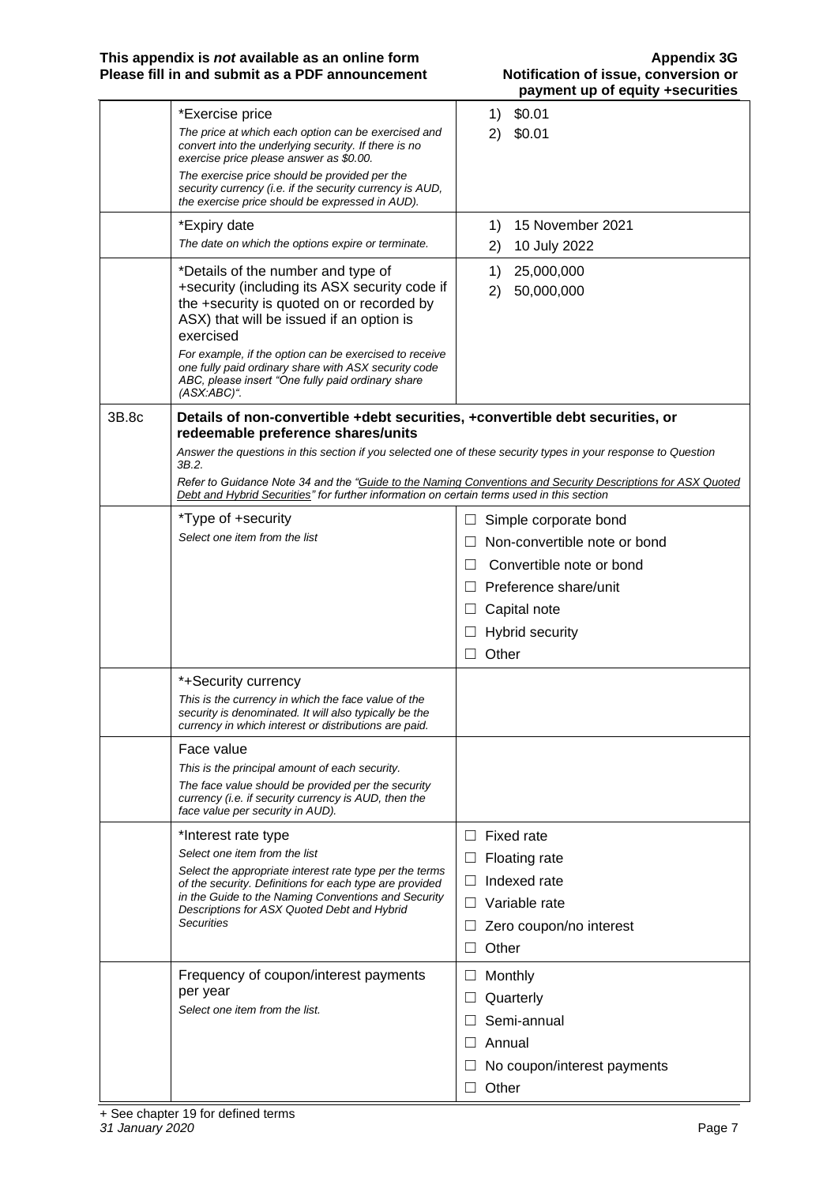| | | |
|---|---|---|
| | *Exercise price<br>*The price at which each option can be exercised and convert into the underlying security. If there is no exercise price please answer as $0.00.*<br>*The exercise price should be provided per the security currency (i.e. if the security currency is AUD, the exercise price should be expressed in AUD).* | 1) $0.01<br>2) $0.01 |
| | *Expiry date<br>*The date on which the options expire or terminate.* | 1) 15 November 2021<br>2) 10 July 2022 |
| | *Details of the number and type of +security (including its ASX security code if the +security is quoted on or recorded by ASX) that will be issued if an option is exercised<br>*For example, if the option can be exercised to receive one fully paid ordinary share with ASX security code ABC, please insert "One fully paid ordinary share (ASX:ABC)".* | 1) 25,000,000<br>2) 50,000,000 |
| 3B.8c | **Details of non-convertible +debt securities, +convertible debt securities, or redeemable preference shares/units**<br>*Answer the questions in this section if you selected one of these security types in your response to Question 3B.2.*<br>*Refer to Guidance Note 34 and the "Guide to the Naming Conventions and Security Descriptions for ASX Quoted Debt and Hybrid Securities" for further information on certain terms used in this section* | |
| | *Type of +security<br>*Select one item from the list* | ☐ Simple corporate bond<br>☐ Non-convertible note or bond<br>☐ Convertible note or bond<br>☐ Preference share/unit<br>☐ Capital note<br>☐ Hybrid security<br>☐ Other |
| | *+Security currency<br>*This is the currency in which the face value of the security is denominated. It will also typically be the currency in which interest or distributions are paid.* | |
| | Face value<br>*This is the principal amount of each security.*<br>*The face value should be provided per the security currency (i.e. if security currency is AUD, then the face value per security in AUD).* | |
| | *Interest rate type<br>*Select one item from the list*<br>*Select the appropriate interest rate type per the terms of the security. Definitions for each type are provided in the Guide to the Naming Conventions and Security Descriptions for ASX Quoted Debt and Hybrid Securities* | ☐ Fixed rate<br>☐ Floating rate<br>☐ Indexed rate<br>☐ Variable rate<br>☐ Zero coupon/no interest<br>☐ Other |
| | Frequency of coupon/interest payments per year<br>*Select one item from the list.* | ☐ Monthly<br>☐ Quarterly<br>☐ Semi-annual<br>☐ Annual<br>☐ No coupon/interest payments<br>☐ Other |

+ See chapter 19 for defined terms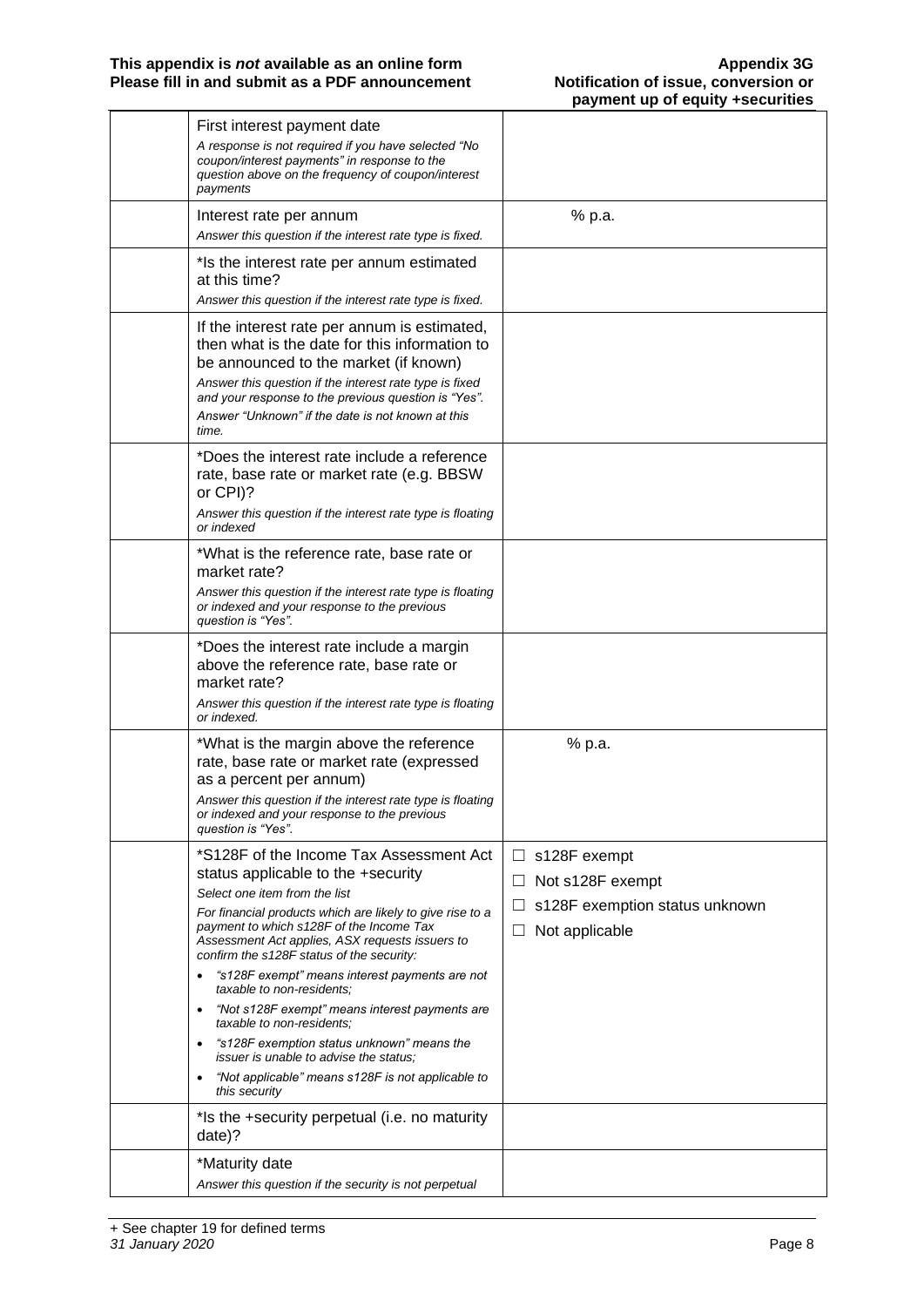| | | |
|---|---|---|
| | First interest payment date<br>*A response is not required if you have selected "No coupon/interest payments" in response to the question above on the frequency of coupon/interest payments* | |
| | Interest rate per annum<br>*Answer this question if the interest rate type is fixed.* | % p.a. |
| | *Is the interest rate per annum estimated at this time?<br>*Answer this question if the interest rate type is fixed.* | |
| | If the interest rate per annum is estimated, then what is the date for this information to be announced to the market (if known)<br>*Answer this question if the interest rate type is fixed and your response to the previous question is "Yes".*<br>*Answer "Unknown" if the date is not known at this time.* | |
| | *Does the interest rate include a reference rate, base rate or market rate (e.g. BBSW or CPI)?<br>*Answer this question if the interest rate type is floating or indexed* | |
| | *What is the reference rate, base rate or market rate?<br>*Answer this question if the interest rate type is floating or indexed and your response to the previous question is "Yes".* | |
| | *Does the interest rate include a margin above the reference rate, base rate or market rate?<br>*Answer this question if the interest rate type is floating or indexed.* | |
| | *What is the margin above the reference rate, base rate or market rate (expressed as a percent per annum)<br>*Answer this question if the interest rate type is floating or indexed and your response to the previous question is "Yes".* | % p.a. |
| | *S128F of the Income Tax Assessment Act status applicable to the +security<br>*Select one item from the list*<br>*For financial products which are likely to give rise to a payment to which s128F of the Income Tax Assessment Act applies, ASX requests issuers to confirm the s128F status of the security:*<br>• *"s128F exempt" means interest payments are not taxable to non-residents;*<br>• *"Not s128F exempt" means interest payments are taxable to non-residents;*<br>• *"s128F exemption status unknown" means the issuer is unable to advise the status;*<br>• *"Not applicable" means s128F is not applicable to this security* | ☐ s128F exempt<br>☐ Not s128F exempt<br>☐ s128F exemption status unknown<br>☐ Not applicable |
| | *Is the +security perpetual (i.e. no maturity date)? | |
| | *Maturity date<br>*Answer this question if the security is not perpetual* | |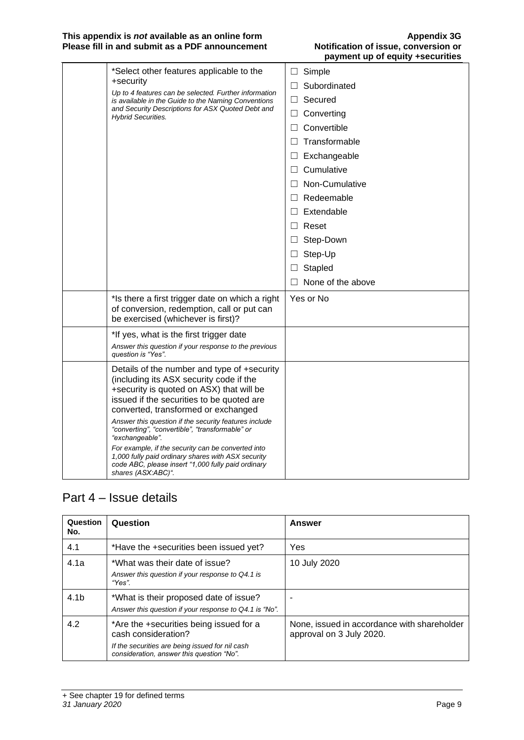| | | |
|---|---|---|
| | *Select other features applicable to the +security<br>*Up to 4 features can be selected. Further information is available in the Guide to the Naming Conventions and Security Descriptions for ASX Quoted Debt and Hybrid Securities.* | ☐ Simple<br>☐ Subordinated<br>☐ Secured<br>☐ Converting<br>☐ Convertible<br>☐ Transformable<br>☐ Exchangeable<br>☐ Cumulative<br>☐ Non-Cumulative<br>☐ Redeemable<br>☐ Extendable<br>☐ Reset<br>☐ Step-Down<br>☐ Step-Up<br>☐ Stapled<br>☐ None of the above |
| | *Is there a first trigger date on which a right of conversion, redemption, call or put can be exercised (whichever is first)? | Yes or No |
| | *If yes, what is the first trigger date<br>*Answer this question if your response to the previous question is "Yes".* | |
| | Details of the number and type of +security (including its ASX security code if the +security is quoted on ASX) that will be issued if the securities to be quoted are converted, transformed or exchanged<br>*Answer this question if the security features include "converting", "convertible", "transformable" or "exchangeable".*<br>*For example, if the security can be converted into 1,000 fully paid ordinary shares with ASX security code ABC, please insert "1,000 fully paid ordinary shares (ASX:ABC)".* | |

## Part 4 – Issue details

| Question No. | Question | Answer |
|---|---|---|
| 4.1 | *Have the +securities been issued yet? | Yes |
| 4.1a | *What was their date of issue?<br>*Answer this question if your response to Q4.1 is "Yes".* | 10 July 2020 |
| 4.1b | *What is their proposed date of issue?<br>*Answer this question if your response to Q4.1 is "No".* | - |
| 4.2 | *Are the +securities being issued for a cash consideration?<br>*If the securities are being issued for nil cash consideration, answer this question "No".* | None, issued in accordance with shareholder approval on 3 July 2020. |

+ See chapter 19 for defined terms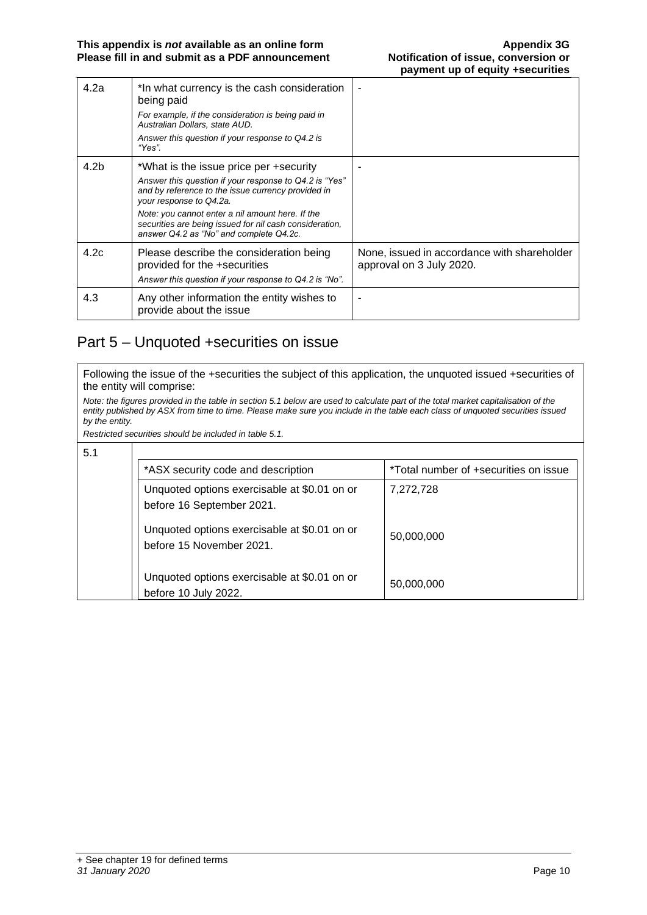| | | |
|---|---|---|
| 4.2a | *In what currency is the cash consideration being paid<br>*For example, if the consideration is being paid in Australian Dollars, state AUD.*<br>*Answer this question if your response to Q4.2 is "Yes".* | - |
| 4.2b | *What is the issue price per +security<br>*Answer this question if your response to Q4.2 is "Yes" and by reference to the issue currency provided in your response to Q4.2a.*<br>*Note: you cannot enter a nil amount here. If the securities are being issued for nil cash consideration, answer Q4.2 as "No" and complete Q4.2c.* | - |
| 4.2c | Please describe the consideration being provided for the +securities<br>*Answer this question if your response to Q4.2 is "No".* | None, issued in accordance with shareholder approval on 3 July 2020. |
| 4.3 | Any other information the entity wishes to provide about the issue | - |

## Part 5 – Unquoted +securities on issue

Following the issue of the +securities the subject of this application, the unquoted issued +securities of the entity will comprise:

*Note: the figures provided in the table in section 5.1 below are used to calculate part of the total market capitalisation of the entity published by ASX from time to time. Please make sure you include in the table each class of unquoted securities issued by the entity.*

*Restricted securities should be included in table 5.1.*

5.1

| *ASX security code and description | *Total number of +securities on issue |
|---|---|
| Unquoted options exercisable at $0.01 on or before 16 September 2021. | 7,272,728 |
| Unquoted options exercisable at $0.01 on or before 15 November 2021. | 50,000,000 |
| Unquoted options exercisable at $0.01 on or before 10 July 2022. | 50,000,000 |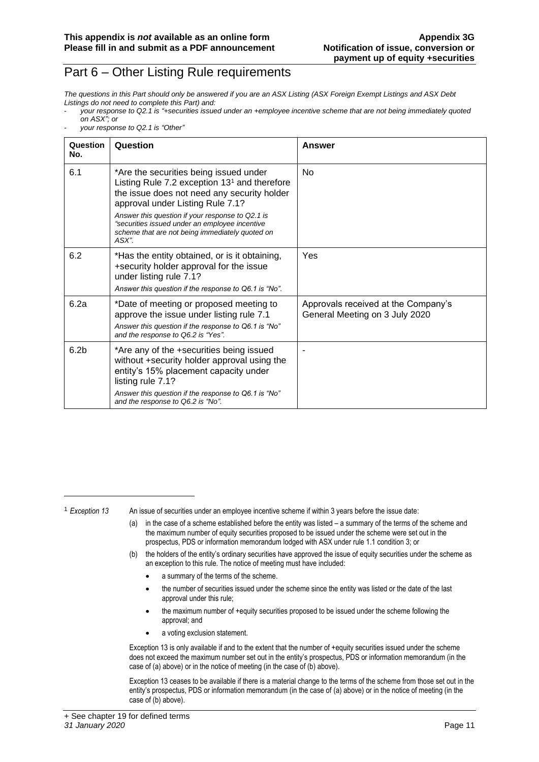# Part 6 – Other Listing Rule requirements

*The questions in this Part should only be answered if you are an ASX Listing (ASX Foreign Exempt Listings and ASX Debt Listings do not need to complete this Part) and:*

- *your response to Q2.1 is "+securities issued under an +employee incentive scheme that are not being immediately quoted on ASX"; or*
- *your response to Q2.1 is "Other"*

| Question No. | Question | Answer |
|---|---|---|
| 6.1 | *Are the securities being issued under Listing Rule 7.2 exception 13[1] and therefore the issue does not need any security holder approval under Listing Rule 7.1?<br>*Answer this question if your response to Q2.1 is "securities issued under an employee incentive scheme that are not being immediately quoted on ASX".* | No |
| 6.2 | *Has the entity obtained, or is it obtaining, +security holder approval for the issue under listing rule 7.1?<br>*Answer this question if the response to Q6.1 is "No".* | Yes |
| 6.2a | *Date of meeting or proposed meeting to approve the issue under listing rule 7.1<br>*Answer this question if the response to Q6.1 is "No" and the response to Q6.2 is "Yes".* | Approvals received at the Company's General Meeting on 3 July 2020 |
| 6.2b | *Are any of the +securities being issued without +security holder approval using the entity's 15% placement capacity under listing rule 7.1?<br>*Answer this question if the response to Q6.1 is "No" and the response to Q6.2 is "No".* | - |

---

[1] *Exception 13* An issue of securities under an employee incentive scheme if within 3 years before the issue date:

(a) in the case of a scheme established before the entity was listed – a summary of the terms of the scheme and the maximum number of equity securities proposed to be issued under the scheme were set out in the prospectus, PDS or information memorandum lodged with ASX under rule 1.1 condition 3; or

(b) the holders of the entity's ordinary securities have approved the issue of equity securities under the scheme as an exception to this rule. The notice of meeting must have included:

- a summary of the terms of the scheme.
- the number of securities issued under the scheme since the entity was listed or the date of the last approval under this rule;
- the maximum number of +equity securities proposed to be issued under the scheme following the approval; and
- a voting exclusion statement.

Exception 13 is only available if and to the extent that the number of +equity securities issued under the scheme does not exceed the maximum number set out in the entity's prospectus, PDS or information memorandum (in the case of (a) above) or in the notice of meeting (in the case of (b) above).

Exception 13 ceases to be available if there is a material change to the terms of the scheme from those set out in the entity's prospectus, PDS or information memorandum (in the case of (a) above) or in the notice of meeting (in the case of (b) above).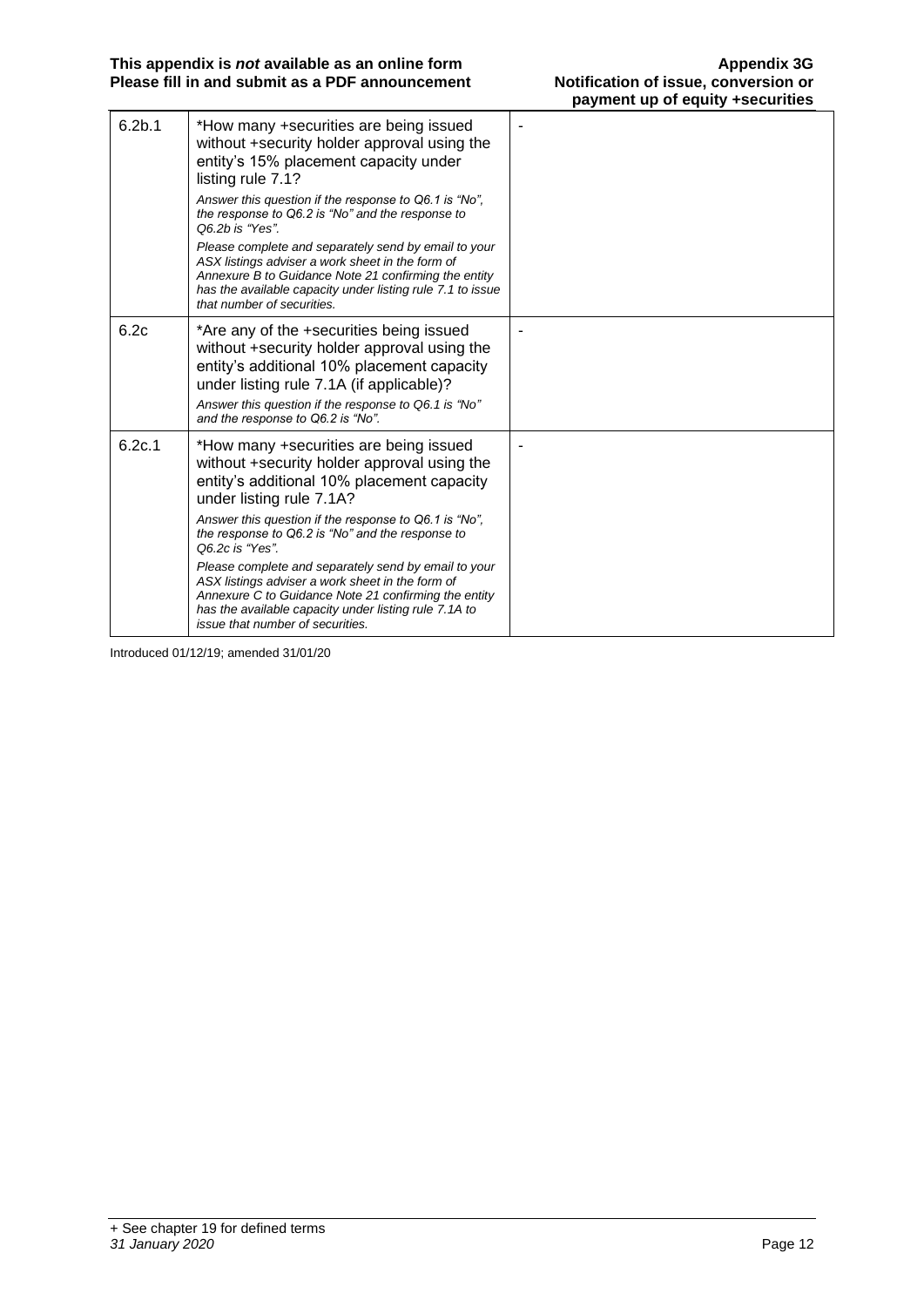| | | |
|---|---|---|
| 6.2b.1 | *How many +securities are being issued without +security holder approval using the entity's 15% placement capacity under listing rule 7.1?<br>*Answer this question if the response to Q6.1 is "No", the response to Q6.2 is "No" and the response to Q6.2b is "Yes".*<br>*Please complete and separately send by email to your ASX listings adviser a work sheet in the form of Annexure B to Guidance Note 21 confirming the entity has the available capacity under listing rule 7.1 to issue that number of securities.* | - |
| 6.2c | *Are any of the +securities being issued without +security holder approval using the entity's additional 10% placement capacity under listing rule 7.1A (if applicable)?<br>*Answer this question if the response to Q6.1 is "No" and the response to Q6.2 is "No".* | - |
| 6.2c.1 | *How many +securities are being issued without +security holder approval using the entity's additional 10% placement capacity under listing rule 7.1A?<br>*Answer this question if the response to Q6.1 is "No", the response to Q6.2 is "No" and the response to Q6.2c is "Yes".*<br>*Please complete and separately send by email to your ASX listings adviser a work sheet in the form of Annexure C to Guidance Note 21 confirming the entity has the available capacity under listing rule 7.1A to issue that number of securities.* | - |

Introduced 01/12/19; amended 31/01/20

+ See chapter 19 for defined terms